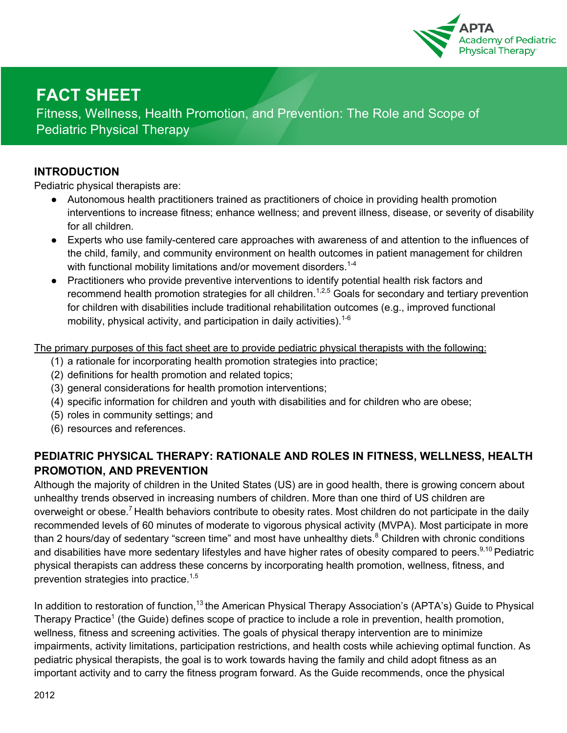# FACT SHEET

## Fitness, Wellness, Health Promotion, and Prevention: The Role and Scope of Pediatric Physical Therapy

### INTRODUCTION

Pediatric physical therapists are:

- Autonomous health practitioners trained as practitioners of choice in providing health promotion interventions to increase fitness; enhance wellness; and prevent illness, disease, or severity of disability for all children.
- Experts who use family-centered care approaches with awareness of and attention to the influences of the child, family, and community environment on health outcomes in patient management for children with functional mobility limitations and/or movement disorders.[1-4]
- Practitioners who provide preventive interventions to identify potential health risk factors and recommend health promotion strategies for all children.[1,2,5] Goals for secondary and tertiary prevention for children with disabilities include traditional rehabilitation outcomes (e.g., improved functional mobility, physical activity, and participation in daily activities).[1-6]

The primary purposes of this fact sheet are to provide pediatric physical therapists with the following:

1. a rationale for incorporating health promotion strategies into practice;
2. definitions for health promotion and related topics;
3. general considerations for health promotion interventions;
4. specific information for children and youth with disabilities and for children who are obese;
5. roles in community settings; and
6. resources and references.

### PEDIATRIC PHYSICAL THERAPY: RATIONALE AND ROLES IN FITNESS, WELLNESS, HEALTH PROMOTION, AND PREVENTION

Although the majority of children in the United States (US) are in good health, there is growing concern about unhealthy trends observed in increasing numbers of children. More than one third of US children are overweight or obese.[7] Health behaviors contribute to obesity rates. Most children do not participate in the daily recommended levels of 60 minutes of moderate to vigorous physical activity (MVPA). Most participate in more than 2 hours/day of sedentary "screen time" and most have unhealthy diets.[8] Children with chronic conditions and disabilities have more sedentary lifestyles and have higher rates of obesity compared to peers.[9,10] Pediatric physical therapists can address these concerns by incorporating health promotion, wellness, fitness, and prevention strategies into practice.[1,5]

In addition to restoration of function,[13] the American Physical Therapy Association's (APTA's) Guide to Physical Therapy Practice[1] (the Guide) defines scope of practice to include a role in prevention, health promotion, wellness, fitness and screening activities. The goals of physical therapy intervention are to minimize impairments, activity limitations, participation restrictions, and health costs while achieving optimal function. As pediatric physical therapists, the goal is to work towards having the family and child adopt fitness as an important activity and to carry the fitness program forward. As the Guide recommends, once the physical

2012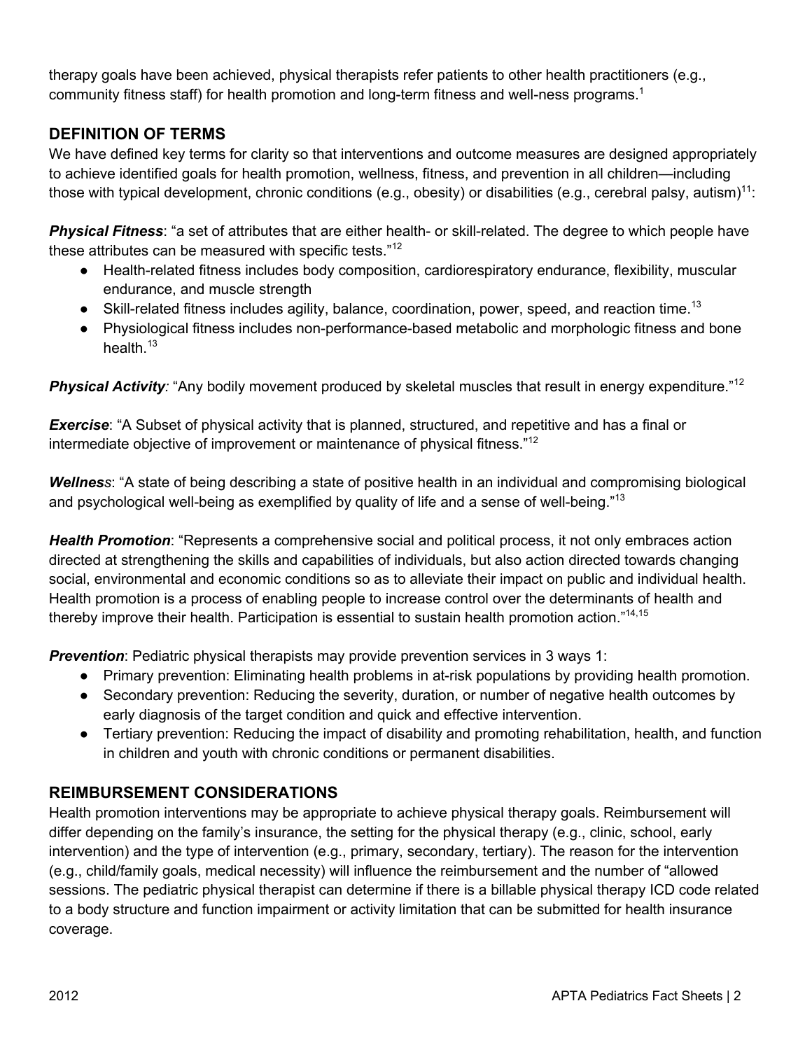therapy goals have been achieved, physical therapists refer patients to other health practitioners (e.g., community fitness staff) for health promotion and long-term fitness and well-ness programs.[1]

## DEFINITION OF TERMS

We have defined key terms for clarity so that interventions and outcome measures are designed appropriately to achieve identified goals for health promotion, wellness, fitness, and prevention in all children—including those with typical development, chronic conditions (e.g., obesity) or disabilities (e.g., cerebral palsy, autism)[11]:

***Physical Fitness***: "a set of attributes that are either health- or skill-related. The degree to which people have these attributes can be measured with specific tests."[12]

- Health-related fitness includes body composition, cardiorespiratory endurance, flexibility, muscular endurance, and muscle strength
- Skill-related fitness includes agility, balance, coordination, power, speed, and reaction time.[13]
- Physiological fitness includes non-performance-based metabolic and morphologic fitness and bone health.[13]

***Physical Activity****:* "Any bodily movement produced by skeletal muscles that result in energy expenditure."[12]

***Exercise***: "A Subset of physical activity that is planned, structured, and repetitive and has a final or intermediate objective of improvement or maintenance of physical fitness."[12]

***Wellness***: "A state of being describing a state of positive health in an individual and compromising biological and psychological well-being as exemplified by quality of life and a sense of well-being."[13]

***Health Promotion***: "Represents a comprehensive social and political process, it not only embraces action directed at strengthening the skills and capabilities of individuals, but also action directed towards changing social, environmental and economic conditions so as to alleviate their impact on public and individual health. Health promotion is a process of enabling people to increase control over the determinants of health and thereby improve their health. Participation is essential to sustain health promotion action."[14,15]

***Prevention***: Pediatric physical therapists may provide prevention services in 3 ways 1:

- Primary prevention: Eliminating health problems in at-risk populations by providing health promotion.
- Secondary prevention: Reducing the severity, duration, or number of negative health outcomes by early diagnosis of the target condition and quick and effective intervention.
- Tertiary prevention: Reducing the impact of disability and promoting rehabilitation, health, and function in children and youth with chronic conditions or permanent disabilities.

## REIMBURSEMENT CONSIDERATIONS

Health promotion interventions may be appropriate to achieve physical therapy goals. Reimbursement will differ depending on the family's insurance, the setting for the physical therapy (e.g., clinic, school, early intervention) and the type of intervention (e.g., primary, secondary, tertiary). The reason for the intervention (e.g., child/family goals, medical necessity) will influence the reimbursement and the number of "allowed sessions. The pediatric physical therapist can determine if there is a billable physical therapy ICD code related to a body structure and function impairment or activity limitation that can be submitted for health insurance coverage.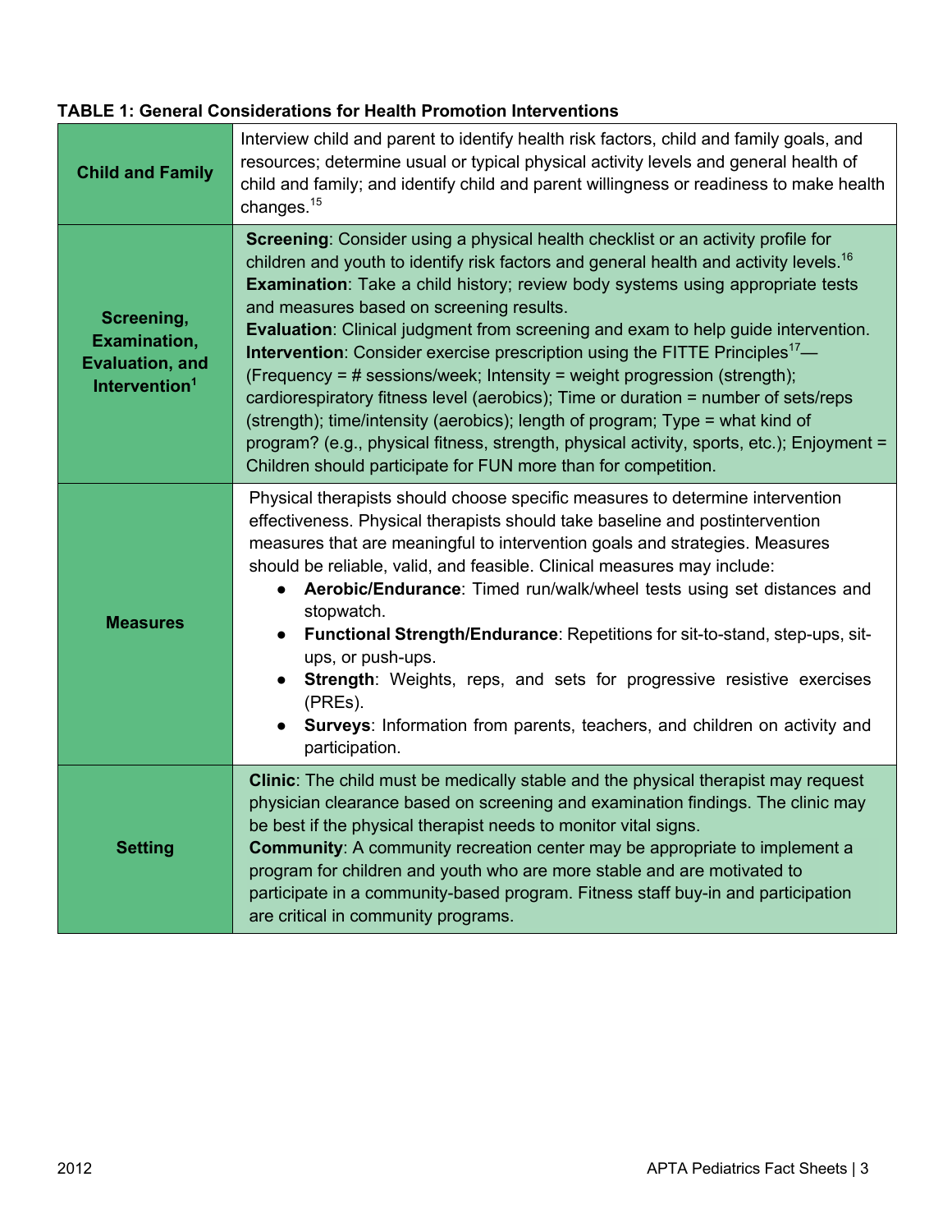**TABLE 1: General Considerations for Health Promotion Interventions**

| | |
|---|---|
| **Child and Family** | Interview child and parent to identify health risk factors, child and family goals, and resources; determine usual or typical physical activity levels and general health of child and family; and identify child and parent willingness or readiness to make health changes.[15] |
| **Screening, Examination, Evaluation, and Intervention[1]** | **Screening**: Consider using a physical health checklist or an activity profile for children and youth to identify risk factors and general health and activity levels.[16] **Examination**: Take a child history; review body systems using appropriate tests and measures based on screening results. **Evaluation**: Clinical judgment from screening and exam to help guide intervention. **Intervention**: Consider exercise prescription using the FITTE Principles[17]—(Frequency = # sessions/week; Intensity = weight progression (strength); cardiorespiratory fitness level (aerobics); Time or duration = number of sets/reps (strength); time/intensity (aerobics); length of program; Type = what kind of program? (e.g., physical fitness, strength, physical activity, sports, etc.); Enjoyment = Children should participate for FUN more than for competition. |
| **Measures** | Physical therapists should choose specific measures to determine intervention effectiveness. Physical therapists should take baseline and postintervention measures that are meaningful to intervention goals and strategies. Measures should be reliable, valid, and feasible. Clinical measures may include: <br>• **Aerobic/Endurance**: Timed run/walk/wheel tests using set distances and stopwatch. <br>• **Functional Strength/Endurance**: Repetitions for sit-to-stand, step-ups, sit-ups, or push-ups. <br>• **Strength**: Weights, reps, and sets for progressive resistive exercises (PREs). <br>• **Surveys**: Information from parents, teachers, and children on activity and participation. |
| **Setting** | **Clinic**: The child must be medically stable and the physical therapist may request physician clearance based on screening and examination findings. The clinic may be best if the physical therapist needs to monitor vital signs. **Community**: A community recreation center may be appropriate to implement a program for children and youth who are more stable and are motivated to participate in a community-based program. Fitness staff buy-in and participation are critical in community programs. |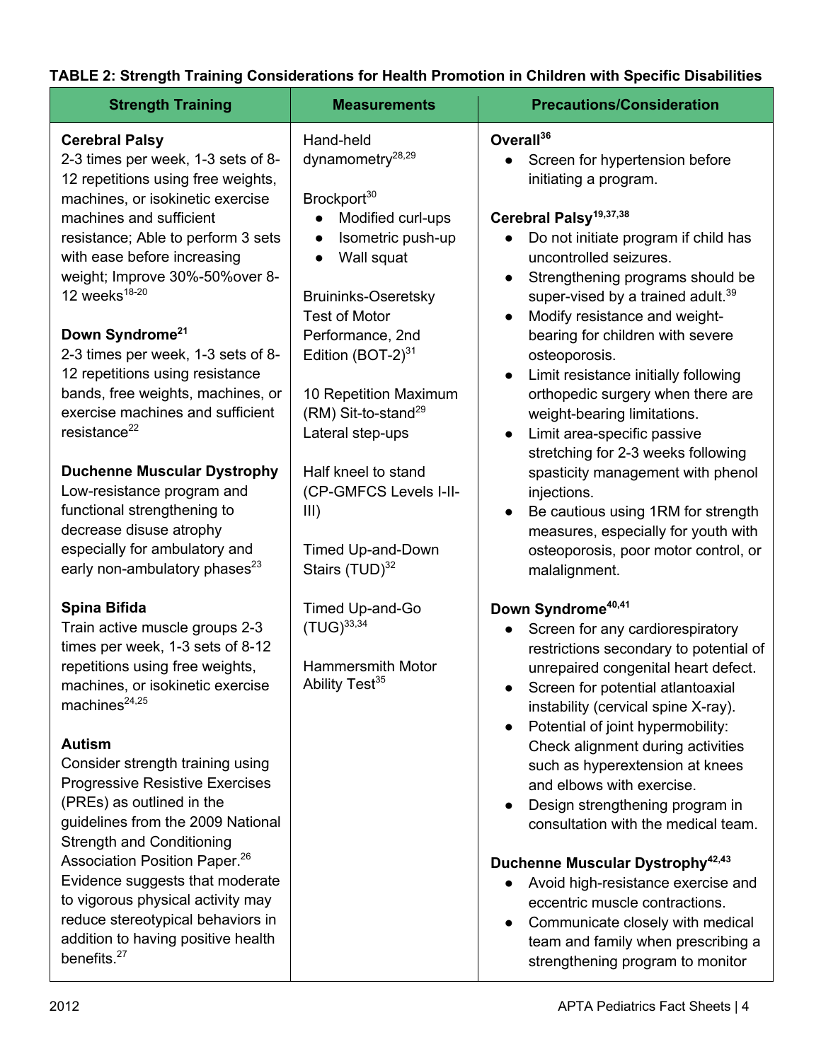**TABLE 2: Strength Training Considerations for Health Promotion in Children with Specific Disabilities**

| Strength Training | Measurements | Precautions/Consideration |
|---|---|---|
| **Cerebral Palsy**<br>2-3 times per week, 1-3 sets of 8-12 repetitions using free weights, machines, or isokinetic exercise machines and sufficient resistance; Able to perform 3 sets with ease before increasing weight; Improve 30%-50%over 8-12 weeks[18-20]<br><br>**Down Syndrome**[21]<br>2-3 times per week, 1-3 sets of 8-12 repetitions using resistance bands, free weights, machines, or exercise machines and sufficient resistance[22]<br><br>**Duchenne Muscular Dystrophy**<br>Low-resistance program and functional strengthening to decrease disuse atrophy especially for ambulatory and early non-ambulatory phases[23]<br><br>**Spina Bifida**<br>Train active muscle groups 2-3 times per week, 1-3 sets of 8-12 repetitions using free weights, machines, or isokinetic exercise machines[24,25]<br><br>**Autism**<br>Consider strength training using Progressive Resistive Exercises (PREs) as outlined in the guidelines from the 2009 National Strength and Conditioning Association Position Paper.[26] Evidence suggests that moderate to vigorous physical activity may reduce stereotypical behaviors in addition to having positive health benefits.[27] | Hand-held dynamometry[28,29]<br><br>Brockport[30]<br>• Modified curl-ups<br>• Isometric push-up<br>• Wall squat<br><br>Bruininks-Oseretsky Test of Motor Performance, 2nd Edition (BOT-2)[31]<br><br>10 Repetition Maximum (RM) Sit-to-stand[29]<br>Lateral step-ups<br><br>Half kneel to stand (CP-GMFCS Levels I-II-III)<br><br>Timed Up-and-Down Stairs (TUD)[32]<br><br>Timed Up-and-Go (TUG)[33,34]<br><br>Hammersmith Motor Ability Test[35] | **Overall**[36]<br>• Screen for hypertension before initiating a program.<br><br>**Cerebral Palsy**[19,37,38]<br>• Do not initiate program if child has uncontrolled seizures.<br>• Strengthening programs should be super-vised by a trained adult.[39]<br>• Modify resistance and weight-bearing for children with severe osteoporosis.<br>• Limit resistance initially following orthopedic surgery when there are weight-bearing limitations.<br>• Limit area-specific passive stretching for 2-3 weeks following spasticity management with phenol injections.<br>• Be cautious using 1RM for strength measures, especially for youth with osteoporosis, poor motor control, or malalignment.<br><br>**Down Syndrome**[40,41]<br>• Screen for any cardiorespiratory restrictions secondary to potential of unrepaired congenital heart defect.<br>• Screen for potential atlantoaxial instability (cervical spine X-ray).<br>• Potential of joint hypermobility: Check alignment during activities such as hyperextension at knees and elbows with exercise.<br>• Design strengthening program in consultation with the medical team.<br><br>**Duchenne Muscular Dystrophy**[42,43]<br>• Avoid high-resistance exercise and eccentric muscle contractions.<br>• Communicate closely with medical team and family when prescribing a strengthening program to monitor |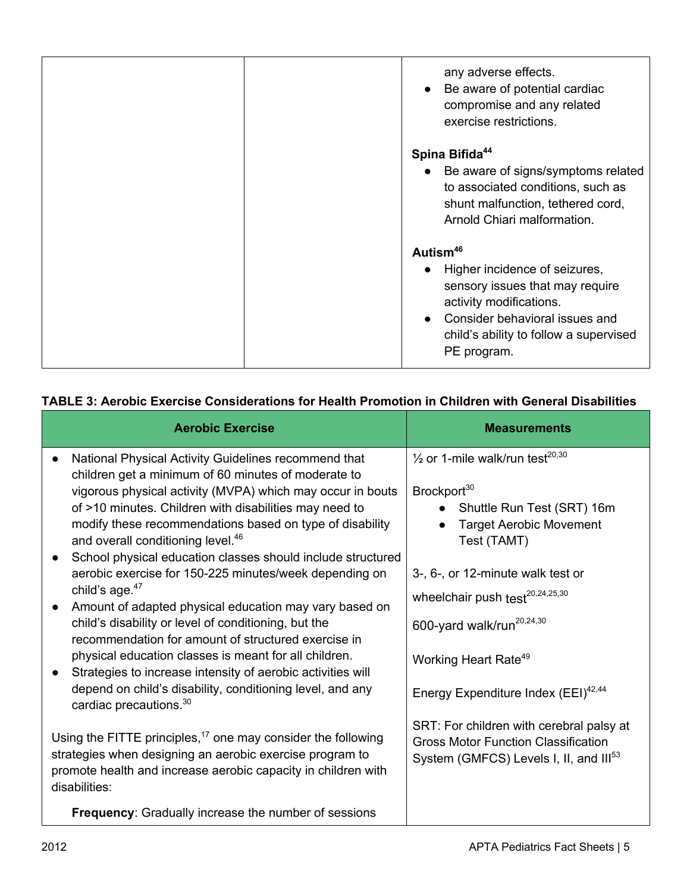| | | |
|---|---|---|
| | | any adverse effects.<br>• Be aware of potential cardiac compromise and any related exercise restrictions.<br><br>**Spina Bifida**[44]<br>• Be aware of signs/symptoms related to associated conditions, such as shunt malfunction, tethered cord, Arnold Chiari malformation.<br><br>**Autism**[46]<br>• Higher incidence of seizures, sensory issues that may require activity modifications.<br>• Consider behavioral issues and child's ability to follow a supervised PE program. |

**TABLE 3: Aerobic Exercise Considerations for Health Promotion in Children with General Disabilities**

| Aerobic Exercise | Measurements |
|---|---|
| • National Physical Activity Guidelines recommend that children get a minimum of 60 minutes of moderate to vigorous physical activity (MVPA) which may occur in bouts of >10 minutes. Children with disabilities may need to modify these recommendations based on type of disability and overall conditioning level.[46]<br>• School physical education classes should include structured aerobic exercise for 150-225 minutes/week depending on child's age.[47]<br>• Amount of adapted physical education may vary based on child's disability or level of conditioning, but the recommendation for amount of structured exercise in physical education classes is meant for all children.<br>• Strategies to increase intensity of aerobic activities will depend on child's disability, conditioning level, and any cardiac precautions.[30]<br><br>Using the FITTE principles,[17] one may consider the following strategies when designing an aerobic exercise program to promote health and increase aerobic capacity in children with disabilities:<br><br>**Frequency**: Gradually increase the number of sessions | ½ or 1-mile walk/run test[20,30]<br><br>Brockport[30]<br>• Shuttle Run Test (SRT) 16m<br>• Target Aerobic Movement Test (TAMT)<br><br>3-, 6-, or 12-minute walk test or wheelchair push test[20,24,25,30]<br><br>600-yard walk/run[20,24,30]<br><br>Working Heart Rate[49]<br><br>Energy Expenditure Index (EEI)[42,44]<br><br>SRT: For children with cerebral palsy at Gross Motor Function Classification System (GMFCS) Levels I, II, and III[53] |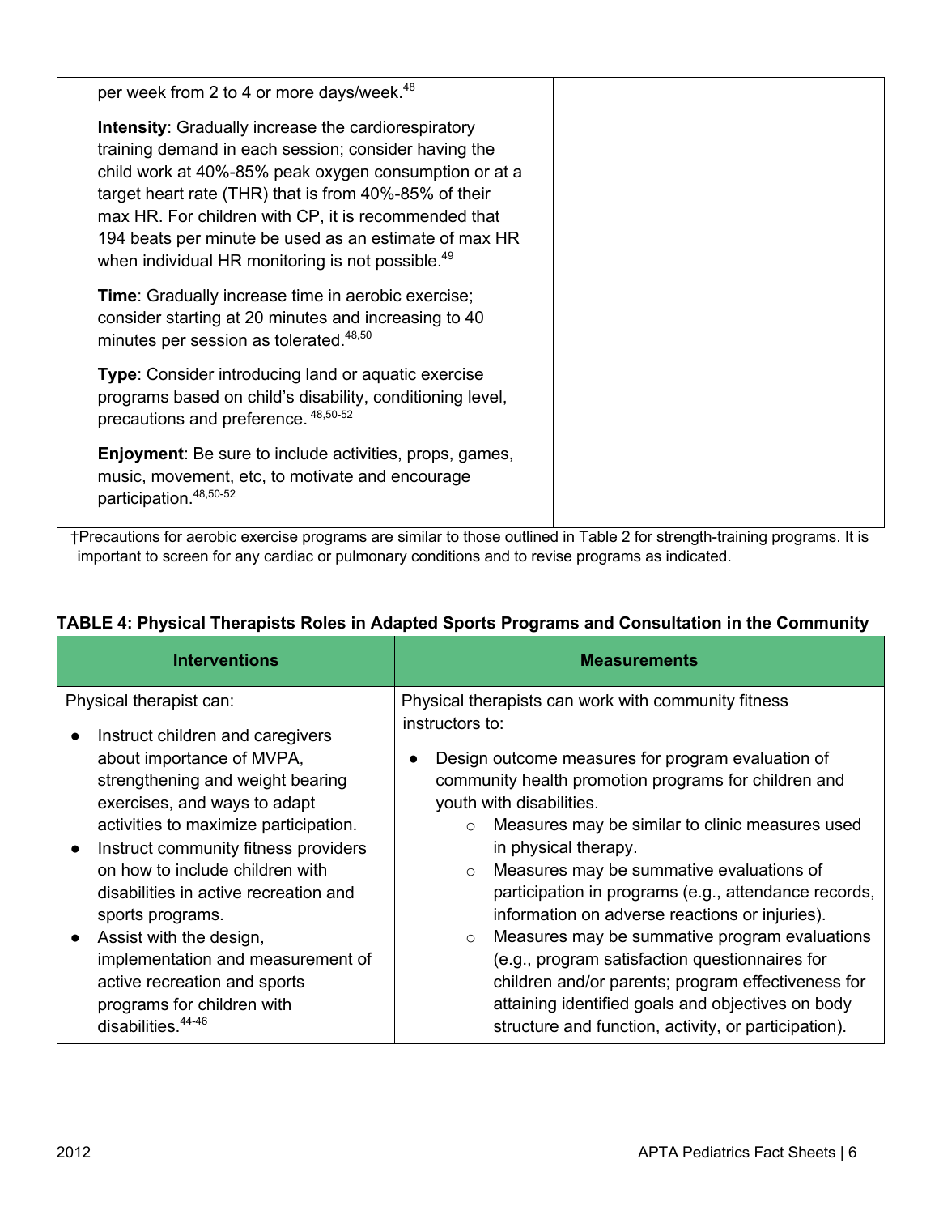| | |
|---|---|
| per week from 2 to 4 or more days/week.[48]<br><br>**Intensity**: Gradually increase the cardiorespiratory training demand in each session; consider having the child work at 40%-85% peak oxygen consumption or at a target heart rate (THR) that is from 40%-85% of their max HR. For children with CP, it is recommended that 194 beats per minute be used as an estimate of max HR when individual HR monitoring is not possible.[49]<br><br>**Time**: Gradually increase time in aerobic exercise; consider starting at 20 minutes and increasing to 40 minutes per session as tolerated.[48,50]<br><br>**Type**: Consider introducing land or aquatic exercise programs based on child's disability, conditioning level, precautions and preference.[48,50-52]<br><br>**Enjoyment**: Be sure to include activities, props, games, music, movement, etc, to motivate and encourage participation.[48,50-52] | |

†Precautions for aerobic exercise programs are similar to those outlined in Table 2 for strength-training programs. It is important to screen for any cardiac or pulmonary conditions and to revise programs as indicated.

**TABLE 4: Physical Therapists Roles in Adapted Sports Programs and Consultation in the Community**

| Interventions | Measurements |
|---|---|
| Physical therapist can:<br>• Instruct children and caregivers about importance of MVPA, strengthening and weight bearing exercises, and ways to adapt activities to maximize participation.<br>• Instruct community fitness providers on how to include children with disabilities in active recreation and sports programs.<br>• Assist with the design, implementation and measurement of active recreation and sports programs for children with disabilities.[44-46] | Physical therapists can work with community fitness instructors to:<br>• Design outcome measures for program evaluation of community health promotion programs for children and youth with disabilities.<br>  ○ Measures may be similar to clinic measures used in physical therapy.<br>  ○ Measures may be summative evaluations of participation in programs (e.g., attendance records, information on adverse reactions or injuries).<br>  ○ Measures may be summative program evaluations (e.g., program satisfaction questionnaires for children and/or parents; program effectiveness for attaining identified goals and objectives on body structure and function, activity, or participation). |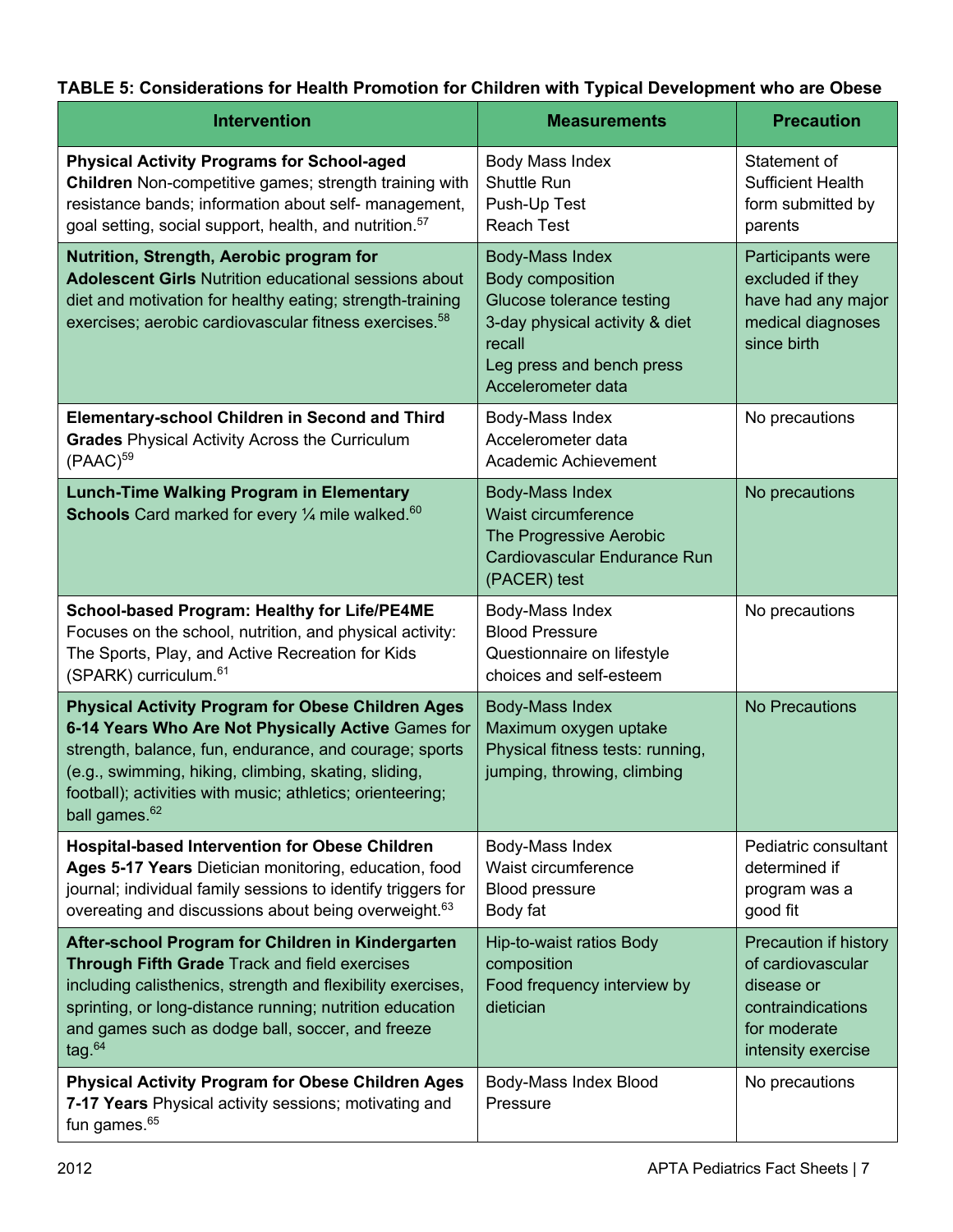**TABLE 5: Considerations for Health Promotion for Children with Typical Development who are Obese**

| Intervention | Measurements | Precaution |
| --- | --- | --- |
| **Physical Activity Programs for School-aged Children** Non-competitive games; strength training with resistance bands; information about self- management, goal setting, social support, health, and nutrition.[57] | Body Mass Index<br>Shuttle Run<br>Push-Up Test<br>Reach Test | Statement of Sufficient Health form submitted by parents |
| **Nutrition, Strength, Aerobic program for Adolescent Girls** Nutrition educational sessions about diet and motivation for healthy eating; strength-training exercises; aerobic cardiovascular fitness exercises.[58] | Body-Mass Index<br>Body composition<br>Glucose tolerance testing<br>3-day physical activity & diet recall<br>Leg press and bench press<br>Accelerometer data | Participants were excluded if they have had any major medical diagnoses since birth |
| **Elementary-school Children in Second and Third Grades** Physical Activity Across the Curriculum (PAAC)[59] | Body-Mass Index<br>Accelerometer data<br>Academic Achievement | No precautions |
| **Lunch-Time Walking Program in Elementary Schools** Card marked for every ¼ mile walked.[60] | Body-Mass Index<br>Waist circumference<br>The Progressive Aerobic Cardiovascular Endurance Run (PACER) test | No precautions |
| **School-based Program: Healthy for Life/PE4ME** Focuses on the school, nutrition, and physical activity: The Sports, Play, and Active Recreation for Kids (SPARK) curriculum.[61] | Body-Mass Index<br>Blood Pressure<br>Questionnaire on lifestyle choices and self-esteem | No precautions |
| **Physical Activity Program for Obese Children Ages 6-14 Years Who Are Not Physically Active** Games for strength, balance, fun, endurance, and courage; sports (e.g., swimming, hiking, climbing, skating, sliding, football); activities with music; athletics; orienteering; ball games.[62] | Body-Mass Index<br>Maximum oxygen uptake<br>Physical fitness tests: running, jumping, throwing, climbing | No Precautions |
| **Hospital-based Intervention for Obese Children Ages 5-17 Years** Dietician monitoring, education, food journal; individual family sessions to identify triggers for overeating and discussions about being overweight.[63] | Body-Mass Index<br>Waist circumference<br>Blood pressure<br>Body fat | Pediatric consultant determined if program was a good fit |
| **After-school Program for Children in Kindergarten Through Fifth Grade** Track and field exercises including calisthenics, strength and flexibility exercises, sprinting, or long-distance running; nutrition education and games such as dodge ball, soccer, and freeze tag.[64] | Hip-to-waist ratios Body composition<br>Food frequency interview by dietician | Precaution if history of cardiovascular disease or contraindications for moderate intensity exercise |
| **Physical Activity Program for Obese Children Ages 7-17 Years** Physical activity sessions; motivating and fun games.[65] | Body-Mass Index Blood Pressure | No precautions |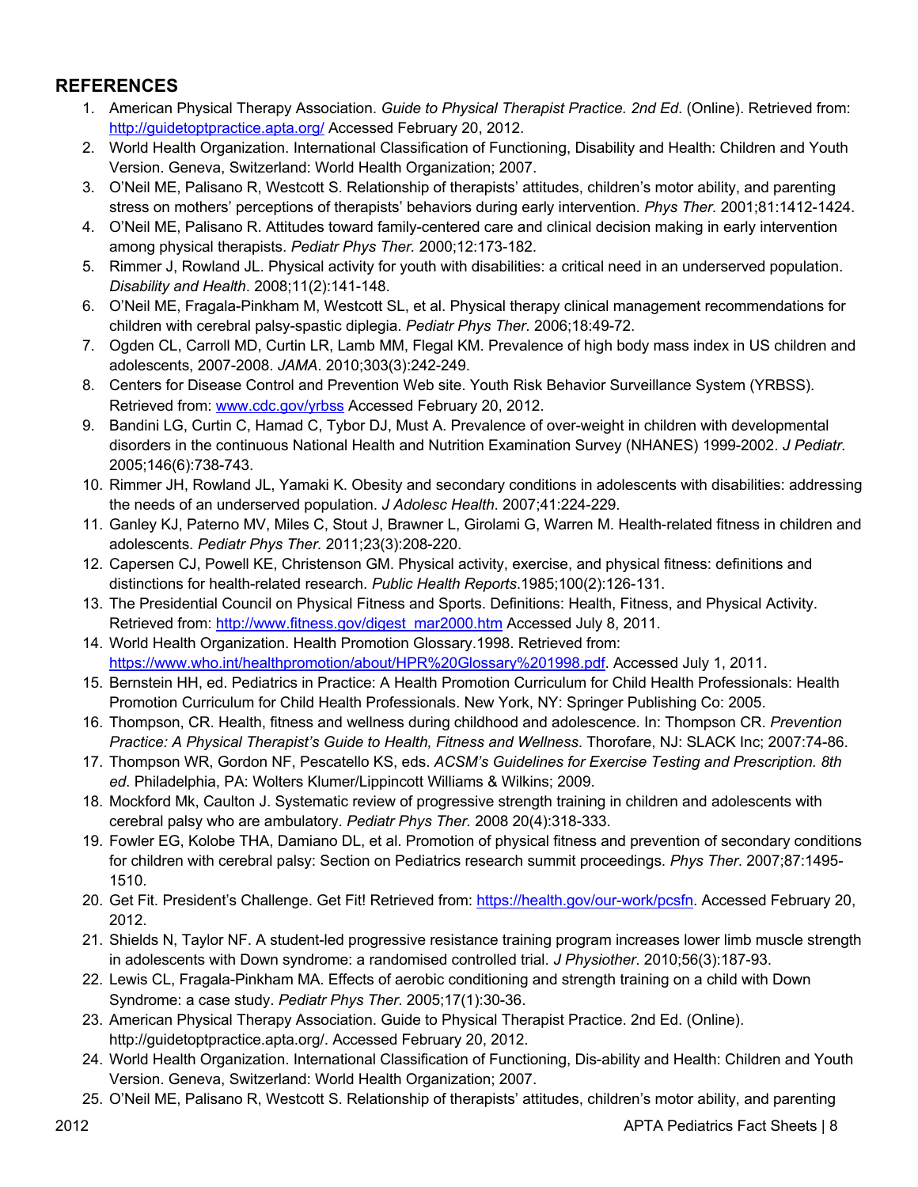## REFERENCES

1. American Physical Therapy Association. *Guide to Physical Therapist Practice. 2nd Ed*. (Online). Retrieved from: http://guidetoptpractice.apta.org/ Accessed February 20, 2012.
2. World Health Organization. International Classification of Functioning, Disability and Health: Children and Youth Version. Geneva, Switzerland: World Health Organization; 2007.
3. O'Neil ME, Palisano R, Westcott S. Relationship of therapists' attitudes, children's motor ability, and parenting stress on mothers' perceptions of therapists' behaviors during early intervention. *Phys Ther.* 2001;81:1412-1424.
4. O'Neil ME, Palisano R. Attitudes toward family-centered care and clinical decision making in early intervention among physical therapists. *Pediatr Phys Ther.* 2000;12:173-182.
5. Rimmer J, Rowland JL. Physical activity for youth with disabilities: a critical need in an underserved population. *Disability and Health*. 2008;11(2):141-148.
6. O'Neil ME, Fragala-Pinkham M, Westcott SL, et al. Physical therapy clinical management recommendations for children with cerebral palsy-spastic diplegia. *Pediatr Phys Ther*. 2006;18:49-72.
7. Ogden CL, Carroll MD, Curtin LR, Lamb MM, Flegal KM. Prevalence of high body mass index in US children and adolescents, 2007-2008. *JAMA*. 2010;303(3):242-249.
8. Centers for Disease Control and Prevention Web site. Youth Risk Behavior Surveillance System (YRBSS). Retrieved from: www.cdc.gov/yrbss Accessed February 20, 2012.
9. Bandini LG, Curtin C, Hamad C, Tybor DJ, Must A. Prevalence of over-weight in children with developmental disorders in the continuous National Health and Nutrition Examination Survey (NHANES) 1999-2002. *J Pediatr.* 2005;146(6):738-743.
10. Rimmer JH, Rowland JL, Yamaki K. Obesity and secondary conditions in adolescents with disabilities: addressing the needs of an underserved population. *J Adolesc Health*. 2007;41:224-229.
11. Ganley KJ, Paterno MV, Miles C, Stout J, Brawner L, Girolami G, Warren M. Health-related fitness in children and adolescents. *Pediatr Phys Ther.* 2011;23(3):208-220.
12. Capersen CJ, Powell KE, Christenson GM. Physical activity, exercise, and physical fitness: definitions and distinctions for health-related research. *Public Health Reports*.1985;100(2):126-131.
13. The Presidential Council on Physical Fitness and Sports. Definitions: Health, Fitness, and Physical Activity. Retrieved from: http://www.fitness.gov/digest_mar2000.htm Accessed July 8, 2011.
14. World Health Organization. Health Promotion Glossary.1998. Retrieved from: https://www.who.int/healthpromotion/about/HPR%20Glossary%201998.pdf. Accessed July 1, 2011.
15. Bernstein HH, ed. Pediatrics in Practice: A Health Promotion Curriculum for Child Health Professionals: Health Promotion Curriculum for Child Health Professionals. New York, NY: Springer Publishing Co: 2005.
16. Thompson, CR. Health, fitness and wellness during childhood and adolescence. In: Thompson CR. *Prevention Practice: A Physical Therapist's Guide to Health, Fitness and Wellness*. Thorofare, NJ: SLACK Inc; 2007:74-86.
17. Thompson WR, Gordon NF, Pescatello KS, eds. *ACSM's Guidelines for Exercise Testing and Prescription. 8th ed*. Philadelphia, PA: Wolters Klumer/Lippincott Williams & Wilkins; 2009.
18. Mockford Mk, Caulton J. Systematic review of progressive strength training in children and adolescents with cerebral palsy who are ambulatory. *Pediatr Phys Ther.* 2008 20(4):318-333.
19. Fowler EG, Kolobe THA, Damiano DL, et al. Promotion of physical fitness and prevention of secondary conditions for children with cerebral palsy: Section on Pediatrics research summit proceedings. *Phys Ther*. 2007;87:1495-1510.
20. Get Fit. President's Challenge. Get Fit! Retrieved from: https://health.gov/our-work/pcsfn. Accessed February 20, 2012.
21. Shields N, Taylor NF. A student-led progressive resistance training program increases lower limb muscle strength in adolescents with Down syndrome: a randomised controlled trial. *J Physiother*. 2010;56(3):187-93.
22. Lewis CL, Fragala-Pinkham MA. Effects of aerobic conditioning and strength training on a child with Down Syndrome: a case study. *Pediatr Phys Ther*. 2005;17(1):30-36.
23. American Physical Therapy Association. Guide to Physical Therapist Practice. 2nd Ed. (Online). http://guidetoptpractice.apta.org/. Accessed February 20, 2012.
24. World Health Organization. International Classification of Functioning, Dis-ability and Health: Children and Youth Version. Geneva, Switzerland: World Health Organization; 2007.
25. O'Neil ME, Palisano R, Westcott S. Relationship of therapists' attitudes, children's motor ability, and parenting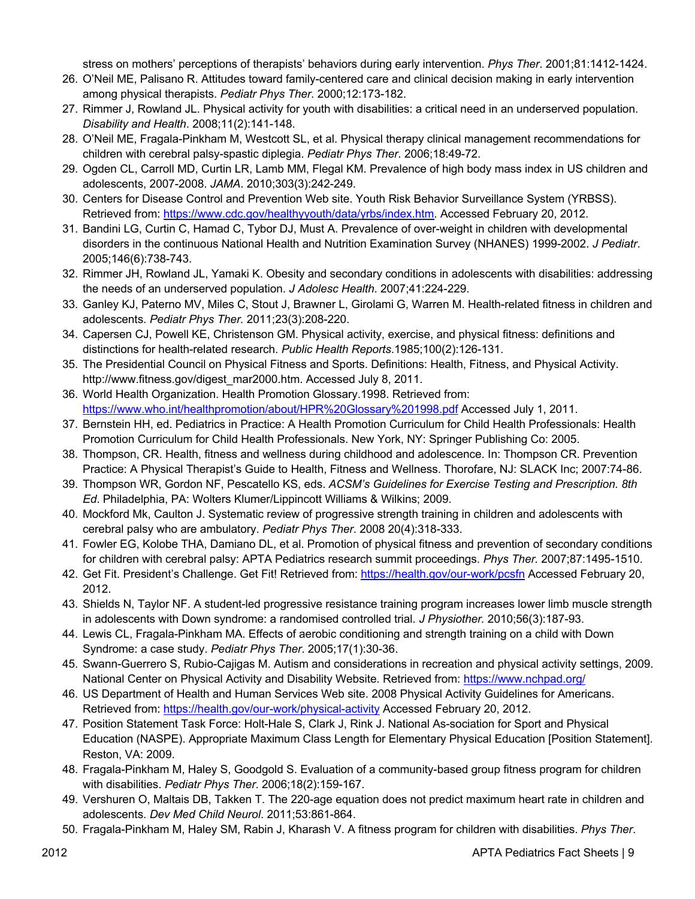stress on mothers' perceptions of therapists' behaviors during early intervention. *Phys Ther.* 2001;81:1412-1424.

26. O'Neil ME, Palisano R. Attitudes toward family-centered care and clinical decision making in early intervention among physical therapists. *Pediatr Phys Ther*. 2000;12:173-182.
27. Rimmer J, Rowland JL. Physical activity for youth with disabilities: a critical need in an underserved population. *Disability and Health*. 2008;11(2):141-148.
28. O'Neil ME, Fragala-Pinkham M, Westcott SL, et al. Physical therapy clinical management recommendations for children with cerebral palsy-spastic diplegia. *Pediatr Phys Ther*. 2006;18:49-72.
29. Ogden CL, Carroll MD, Curtin LR, Lamb MM, Flegal KM. Prevalence of high body mass index in US children and adolescents, 2007-2008. *JAMA*. 2010;303(3):242-249.
30. Centers for Disease Control and Prevention Web site. Youth Risk Behavior Surveillance System (YRBSS). Retrieved from: https://www.cdc.gov/healthyyouth/data/yrbs/index.htm. Accessed February 20, 2012.
31. Bandini LG, Curtin C, Hamad C, Tybor DJ, Must A. Prevalence of over-weight in children with developmental disorders in the continuous National Health and Nutrition Examination Survey (NHANES) 1999-2002. *J Pediatr*. 2005;146(6):738-743.
32. Rimmer JH, Rowland JL, Yamaki K. Obesity and secondary conditions in adolescents with disabilities: addressing the needs of an underserved population. *J Adolesc Health*. 2007;41:224-229.
33. Ganley KJ, Paterno MV, Miles C, Stout J, Brawner L, Girolami G, Warren M. Health-related fitness in children and adolescents. *Pediatr Phys Ther*. 2011;23(3):208-220.
34. Capersen CJ, Powell KE, Christenson GM. Physical activity, exercise, and physical fitness: definitions and distinctions for health-related research. *Public Health Reports*.1985;100(2):126-131.
35. The Presidential Council on Physical Fitness and Sports. Definitions: Health, Fitness, and Physical Activity. http://www.fitness.gov/digest_mar2000.htm. Accessed July 8, 2011.
36. World Health Organization. Health Promotion Glossary.1998. Retrieved from: https://www.who.int/healthpromotion/about/HPR%20Glossary%201998.pdf Accessed July 1, 2011.
37. Bernstein HH, ed. Pediatrics in Practice: A Health Promotion Curriculum for Child Health Professionals: Health Promotion Curriculum for Child Health Professionals. New York, NY: Springer Publishing Co: 2005.
38. Thompson, CR. Health, fitness and wellness during childhood and adolescence. In: Thompson CR. Prevention Practice: A Physical Therapist's Guide to Health, Fitness and Wellness. Thorofare, NJ: SLACK Inc; 2007:74-86.
39. Thompson WR, Gordon NF, Pescatello KS, eds. *ACSM's Guidelines for Exercise Testing and Prescription. 8th Ed*. Philadelphia, PA: Wolters Klumer/Lippincott Williams & Wilkins; 2009.
40. Mockford Mk, Caulton J. Systematic review of progressive strength training in children and adolescents with cerebral palsy who are ambulatory. *Pediatr Phys Ther*. 2008 20(4):318-333.
41. Fowler EG, Kolobe THA, Damiano DL, et al. Promotion of physical fitness and prevention of secondary conditions for children with cerebral palsy: APTA Pediatrics research summit proceedings. *Phys Ther.* 2007;87:1495-1510.
42. Get Fit. President's Challenge. Get Fit! Retrieved from: https://health.gov/our-work/pcsfn Accessed February 20, 2012.
43. Shields N, Taylor NF. A student-led progressive resistance training program increases lower limb muscle strength in adolescents with Down syndrome: a randomised controlled trial. *J Physiother.* 2010;56(3):187-93.
44. Lewis CL, Fragala-Pinkham MA. Effects of aerobic conditioning and strength training on a child with Down Syndrome: a case study. *Pediatr Phys Ther*. 2005;17(1):30-36.
45. Swann-Guerrero S, Rubio-Cajigas M. Autism and considerations in recreation and physical activity settings, 2009. National Center on Physical Activity and Disability Website. Retrieved from: https://www.nchpad.org/
46. US Department of Health and Human Services Web site. 2008 Physical Activity Guidelines for Americans. Retrieved from: https://health.gov/our-work/physical-activity Accessed February 20, 2012.
47. Position Statement Task Force: Holt-Hale S, Clark J, Rink J. National As-sociation for Sport and Physical Education (NASPE). Appropriate Maximum Class Length for Elementary Physical Education [Position Statement]. Reston, VA: 2009.
48. Fragala-Pinkham M, Haley S, Goodgold S. Evaluation of a community-based group fitness program for children with disabilities. *Pediatr Phys Ther*. 2006;18(2):159-167.
49. Vershuren O, Maltais DB, Takken T. The 220-age equation does not predict maximum heart rate in children and adolescents. *Dev Med Child Neurol*. 2011;53:861-864.
50. Fragala-Pinkham M, Haley SM, Rabin J, Kharash V. A fitness program for children with disabilities. *Phys Ther*.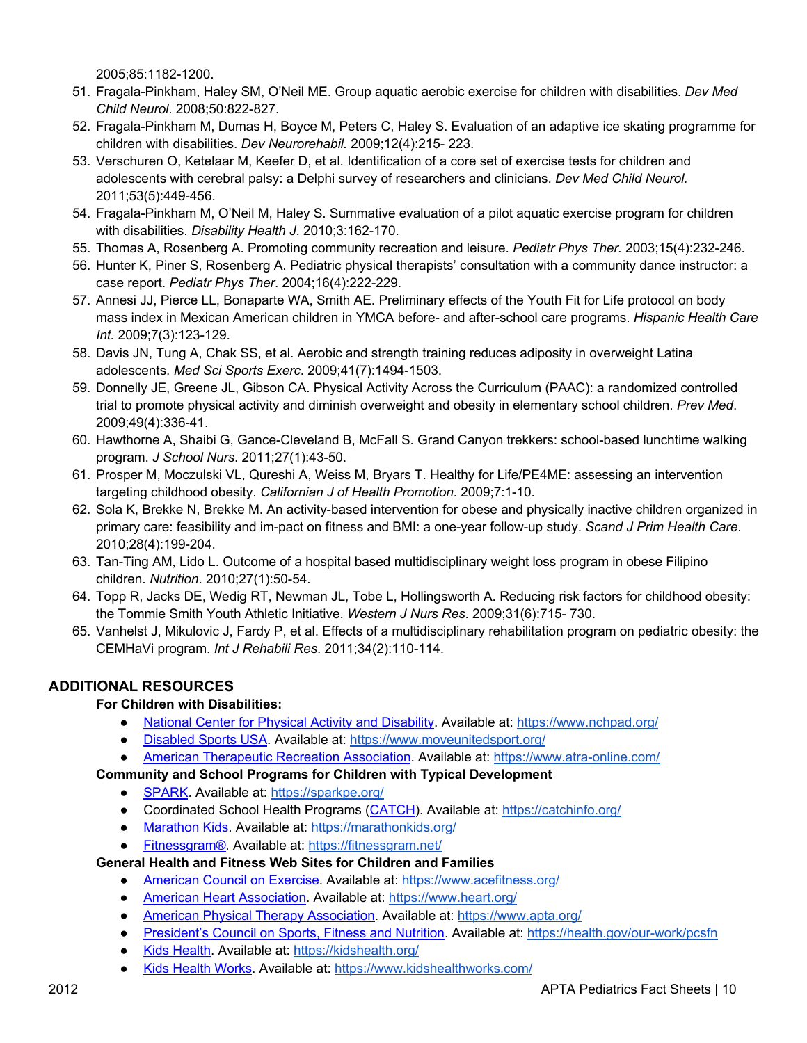2005;85:1182-1200.

51. Fragala-Pinkham, Haley SM, O'Neil ME. Group aquatic aerobic exercise for children with disabilities. *Dev Med Child Neurol*. 2008;50:822-827.
52. Fragala-Pinkham M, Dumas H, Boyce M, Peters C, Haley S. Evaluation of an adaptive ice skating programme for children with disabilities. *Dev Neurorehabil.* 2009;12(4):215- 223.
53. Verschuren O, Ketelaar M, Keefer D, et al. Identification of a core set of exercise tests for children and adolescents with cerebral palsy: a Delphi survey of researchers and clinicians. *Dev Med Child Neurol.* 2011;53(5):449-456.
54. Fragala-Pinkham M, O'Neil M, Haley S. Summative evaluation of a pilot aquatic exercise program for children with disabilities. *Disability Health J*. 2010;3:162-170.
55. Thomas A, Rosenberg A. Promoting community recreation and leisure. *Pediatr Phys Ther.* 2003;15(4):232-246.
56. Hunter K, Piner S, Rosenberg A. Pediatric physical therapists' consultation with a community dance instructor: a case report. *Pediatr Phys Ther*. 2004;16(4):222-229.
57. Annesi JJ, Pierce LL, Bonaparte WA, Smith AE. Preliminary effects of the Youth Fit for Life protocol on body mass index in Mexican American children in YMCA before- and after-school care programs. *Hispanic Health Care Int.* 2009;7(3):123-129.
58. Davis JN, Tung A, Chak SS, et al. Aerobic and strength training reduces adiposity in overweight Latina adolescents. *Med Sci Sports Exerc*. 2009;41(7):1494-1503.
59. Donnelly JE, Greene JL, Gibson CA. Physical Activity Across the Curriculum (PAAC): a randomized controlled trial to promote physical activity and diminish overweight and obesity in elementary school children. *Prev Med*. 2009;49(4):336-41.
60. Hawthorne A, Shaibi G, Gance-Cleveland B, McFall S. Grand Canyon trekkers: school-based lunchtime walking program. *J School Nurs*. 2011;27(1):43-50.
61. Prosper M, Moczulski VL, Qureshi A, Weiss M, Bryars T. Healthy for Life/PE4ME: assessing an intervention targeting childhood obesity. *Californian J of Health Promotion*. 2009;7:1-10.
62. Sola K, Brekke N, Brekke M. An activity-based intervention for obese and physically inactive children organized in primary care: feasibility and im-pact on fitness and BMI: a one-year follow-up study. *Scand J Prim Health Care*. 2010;28(4):199-204.
63. Tan-Ting AM, Lido L. Outcome of a hospital based multidisciplinary weight loss program in obese Filipino children. *Nutrition*. 2010;27(1):50-54.
64. Topp R, Jacks DE, Wedig RT, Newman JL, Tobe L, Hollingsworth A. Reducing risk factors for childhood obesity: the Tommie Smith Youth Athletic Initiative. *Western J Nurs Res*. 2009;31(6):715- 730.
65. Vanhelst J, Mikulovic J, Fardy P, et al. Effects of a multidisciplinary rehabilitation program on pediatric obesity: the CEMHaVi program. *Int J Rehabili Res*. 2011;34(2):110-114.

## ADDITIONAL RESOURCES

**For Children with Disabilities:**

- National Center for Physical Activity and Disability. Available at: https://www.nchpad.org/
- Disabled Sports USA. Available at: https://www.moveunitedsport.org/
- American Therapeutic Recreation Association. Available at: https://www.atra-online.com/

**Community and School Programs for Children with Typical Development**

- SPARK. Available at: https://sparkpe.org/
- Coordinated School Health Programs (CATCH). Available at: https://catchinfo.org/
- Marathon Kids. Available at: https://marathonkids.org/
- Fitnessgram®. Available at: https://fitnessgram.net/

**General Health and Fitness Web Sites for Children and Families**

- American Council on Exercise. Available at: https://www.acefitness.org/
- American Heart Association. Available at: https://www.heart.org/
- American Physical Therapy Association. Available at: https://www.apta.org/
- President's Council on Sports, Fitness and Nutrition. Available at: https://health.gov/our-work/pcsfn
- Kids Health. Available at: https://kidshealth.org/
- Kids Health Works. Available at: https://www.kidshealthworks.com/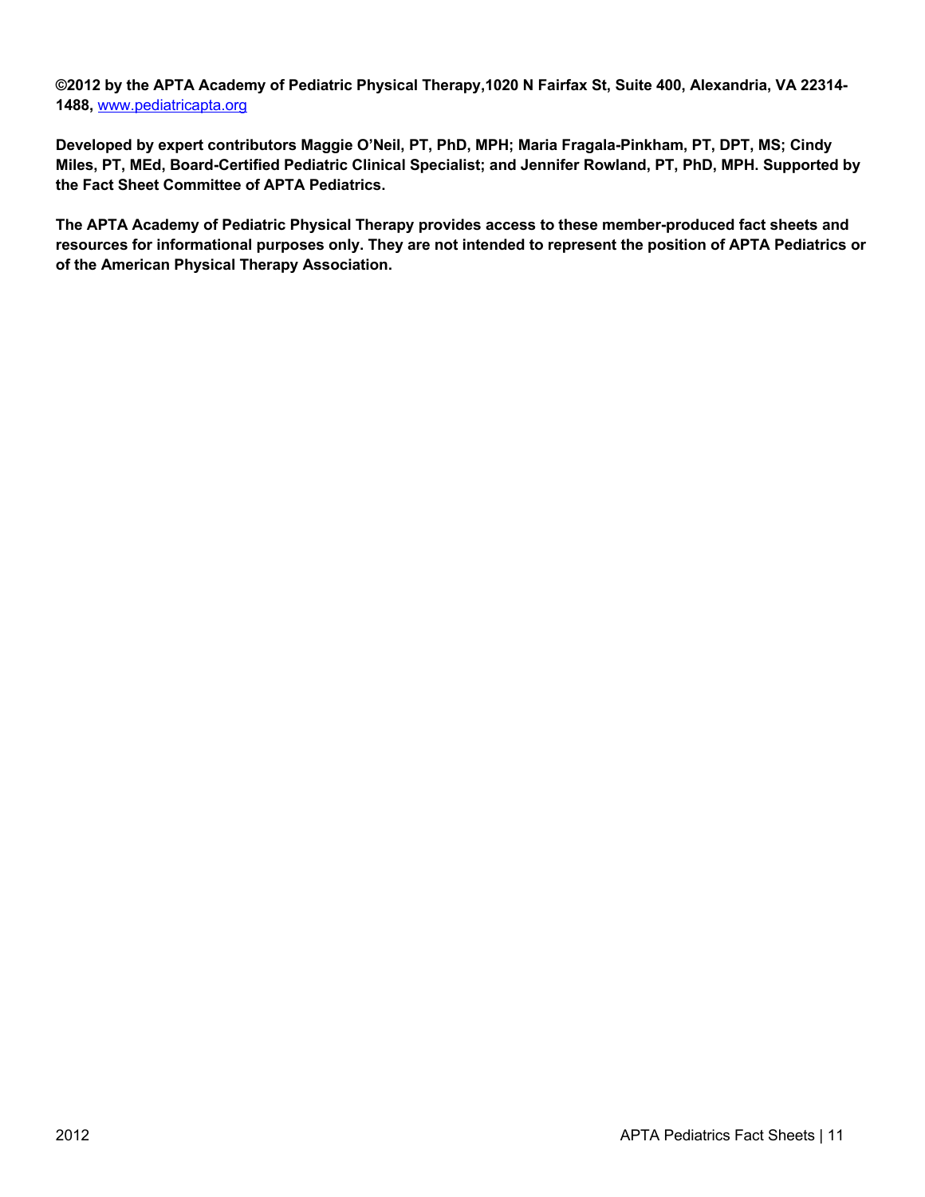**©2012 by the APTA Academy of Pediatric Physical Therapy,1020 N Fairfax St, Suite 400, Alexandria, VA 22314-1488,** www.pediatricapta.org

**Developed by expert contributors Maggie O'Neil, PT, PhD, MPH; Maria Fragala-Pinkham, PT, DPT, MS; Cindy Miles, PT, MEd, Board-Certified Pediatric Clinical Specialist; and Jennifer Rowland, PT, PhD, MPH. Supported by the Fact Sheet Committee of APTA Pediatrics.**

**The APTA Academy of Pediatric Physical Therapy provides access to these member-produced fact sheets and resources for informational purposes only. They are not intended to represent the position of APTA Pediatrics or of the American Physical Therapy Association.**